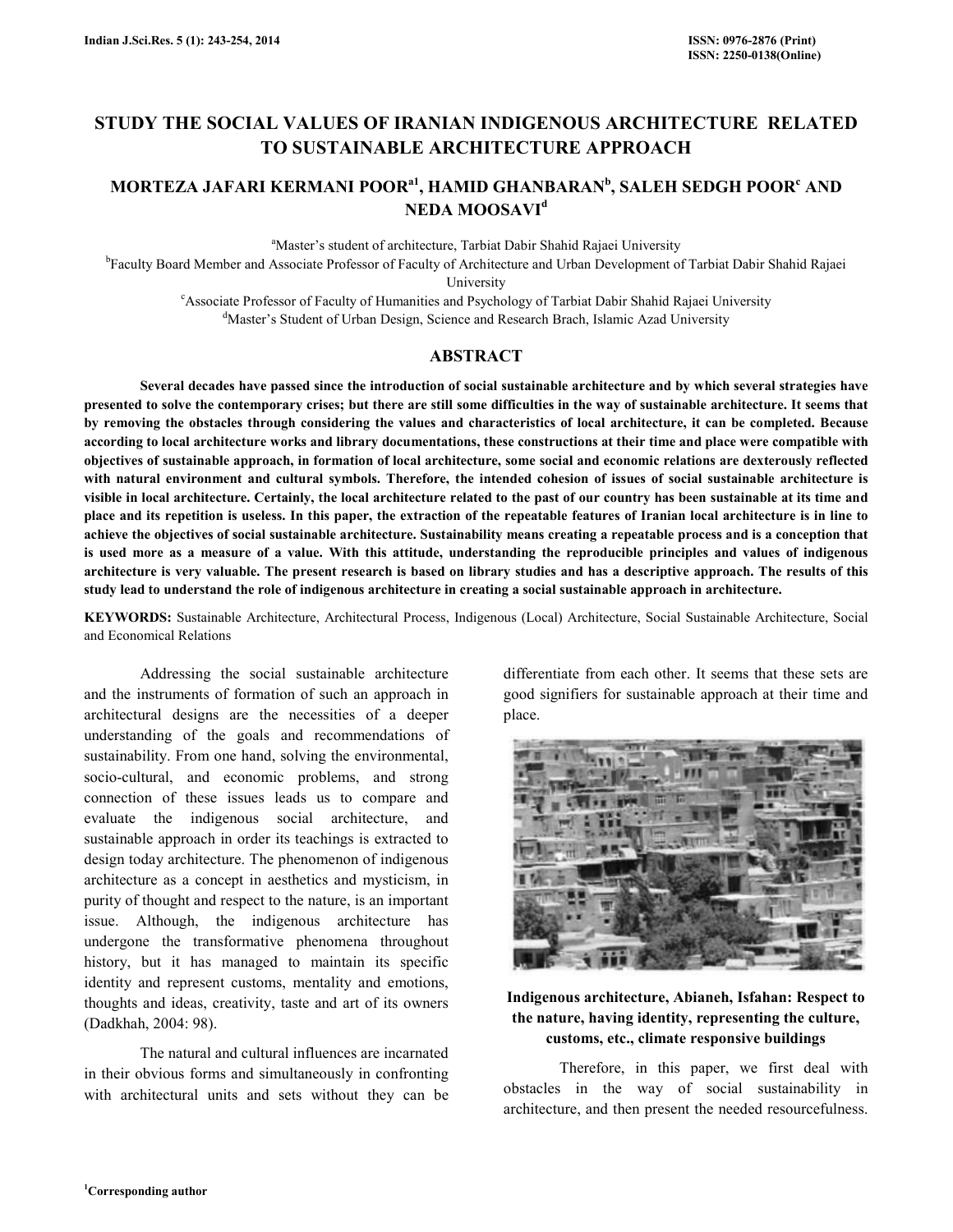# STUDY THE SOCIAL VALUES OF IRANIAN INDIGENOUS ARCHITECTURE RELATED TO SUSTAINABLE ARCHITECTURE APPROACH

**MORTEZA JAFARI KERMANI POOR[a1], HAMID GHANBARAN[b], SALEH SEDGH POOR[c] AND NEDA MOOSAVI[d]**

[a]Master's student of architecture, Tarbiat Dabir Shahid Rajaei University

[b]Faculty Board Member and Associate Professor of Faculty of Architecture and Urban Development of Tarbiat Dabir Shahid Rajaei University

[c]Associate Professor of Faculty of Humanities and Psychology of Tarbiat Dabir Shahid Rajaei University

[d]Master's Student of Urban Design, Science and Research Brach, Islamic Azad University

## ABSTRACT

**Several decades have passed since the introduction of social sustainable architecture and by which several strategies have presented to solve the contemporary crises; but there are still some difficulties in the way of sustainable architecture. It seems that by removing the obstacles through considering the values and characteristics of local architecture, it can be completed. Because according to local architecture works and library documentations, these constructions at their time and place were compatible with objectives of sustainable approach, in formation of local architecture, some social and economic relations are dexterously reflected with natural environment and cultural symbols. Therefore, the intended cohesion of issues of social sustainable architecture is visible in local architecture. Certainly, the local architecture related to the past of our country has been sustainable at its time and place and its repetition is useless. In this paper, the extraction of the repeatable features of Iranian local architecture is in line to achieve the objectives of social sustainable architecture. Sustainability means creating a repeatable process and is a conception that is used more as a measure of a value. With this attitude, understanding the reproducible principles and values of indigenous architecture is very valuable. The present research is based on library studies and has a descriptive approach. The results of this study lead to understand the role of indigenous architecture in creating a social sustainable approach in architecture.**

**KEYWORDS:** Sustainable Architecture, Architectural Process, Indigenous (Local) Architecture, Social Sustainable Architecture, Social and Economical Relations

Addressing the social sustainable architecture and the instruments of formation of such an approach in architectural designs are the necessities of a deeper understanding of the goals and recommendations of sustainability. From one hand, solving the environmental, socio-cultural, and economic problems, and strong connection of these issues leads us to compare and evaluate the indigenous social architecture, and sustainable approach in order its teachings is extracted to design today architecture. The phenomenon of indigenous architecture as a concept in aesthetics and mysticism, in purity of thought and respect to the nature, is an important issue. Although, the indigenous architecture has undergone the transformative phenomena throughout history, but it has managed to maintain its specific identity and represent customs, mentality and emotions, thoughts and ideas, creativity, taste and art of its owners (Dadkhah, 2004: 98).

The natural and cultural influences are incarnated in their obvious forms and simultaneously in confronting with architectural units and sets without they can be differentiate from each other. It seems that these sets are good signifiers for sustainable approach at their time and place.

**Indigenous architecture, Abianeh, Isfahan: Respect to the nature, having identity, representing the culture, customs, etc., climate responsive buildings**

Therefore, in this paper, we first deal with obstacles in the way of social sustainability in architecture, and then present the needed resourcefulness.

[1]Corresponding author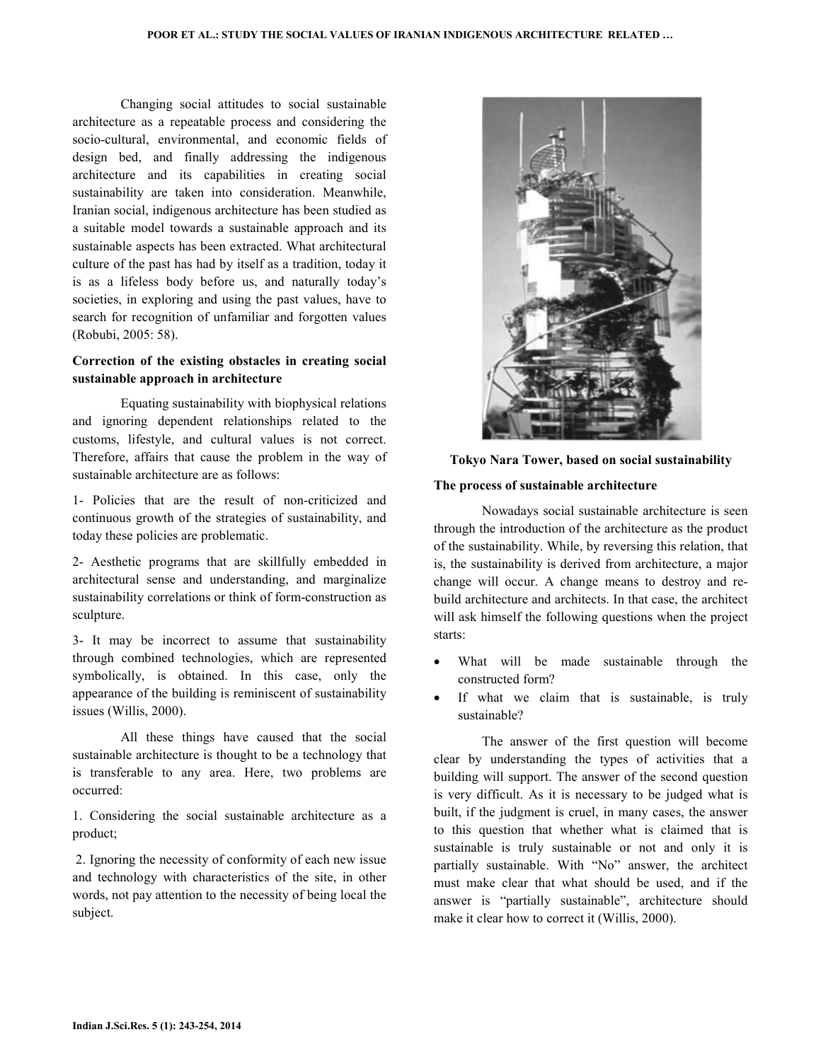Changing social attitudes to social sustainable architecture as a repeatable process and considering the socio-cultural, environmental, and economic fields of design bed, and finally addressing the indigenous architecture and its capabilities in creating social sustainability are taken into consideration. Meanwhile, Iranian social, indigenous architecture has been studied as a suitable model towards a sustainable approach and its sustainable aspects has been extracted. What architectural culture of the past has had by itself as a tradition, today it is as a lifeless body before us, and naturally today's societies, in exploring and using the past values, have to search for recognition of unfamiliar and forgotten values (Robubi, 2005: 58).

**Correction of the existing obstacles in creating social sustainable approach in architecture**

Equating sustainability with biophysical relations and ignoring dependent relationships related to the customs, lifestyle, and cultural values is not correct. Therefore, affairs that cause the problem in the way of sustainable architecture are as follows:

1- Policies that are the result of non-criticized and continuous growth of the strategies of sustainability, and today these policies are problematic.

2- Aesthetic programs that are skillfully embedded in architectural sense and understanding, and marginalize sustainability correlations or think of form-construction as sculpture.

3- It may be incorrect to assume that sustainability through combined technologies, which are represented symbolically, is obtained. In this case, only the appearance of the building is reminiscent of sustainability issues (Willis, 2000).

All these things have caused that the social sustainable architecture is thought to be a technology that is transferable to any area. Here, two problems are occurred:

1. Considering the social sustainable architecture as a product;

2. Ignoring the necessity of conformity of each new issue and technology with characteristics of the site, in other words, not pay attention to the necessity of being local the subject.

**Tokyo Nara Tower, based on social sustainability**

**The process of sustainable architecture**

Nowadays social sustainable architecture is seen through the introduction of the architecture as the product of the sustainability. While, by reversing this relation, that is, the sustainability is derived from architecture, a major change will occur. A change means to destroy and re-build architecture and architects. In that case, the architect will ask himself the following questions when the project starts:

- What will be made sustainable through the constructed form?
- If what we claim that is sustainable, is truly sustainable?

The answer of the first question will become clear by understanding the types of activities that a building will support. The answer of the second question is very difficult. As it is necessary to be judged what is built, if the judgment is cruel, in many cases, the answer to this question that whether what is claimed that is sustainable is truly sustainable or not and only it is partially sustainable. With "No" answer, the architect must make clear that what should be used, and if the answer is "partially sustainable", architecture should make it clear how to correct it (Willis, 2000).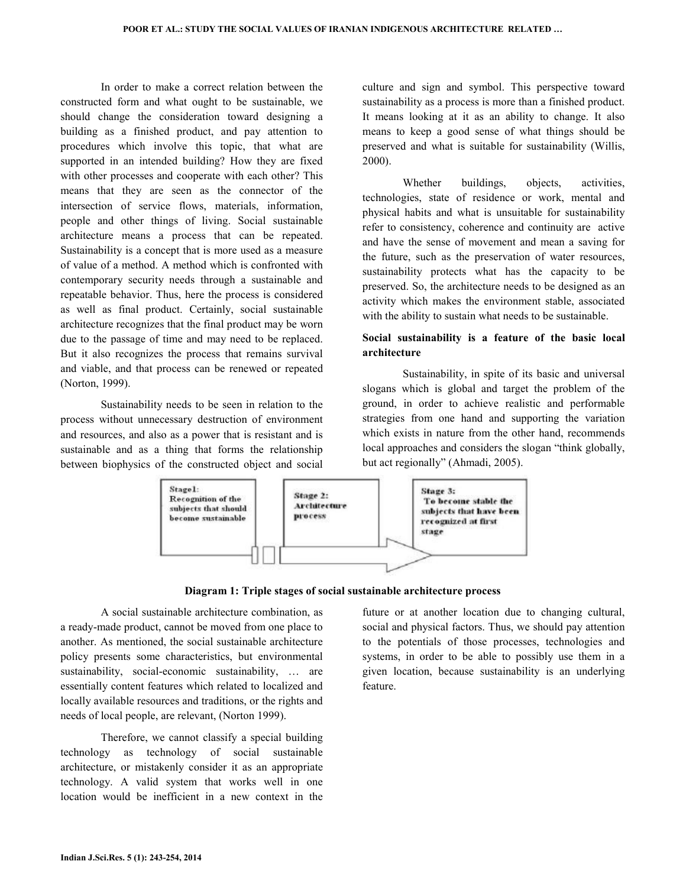In order to make a correct relation between the constructed form and what ought to be sustainable, we should change the consideration toward designing a building as a finished product, and pay attention to procedures which involve this topic, that what are supported in an intended building? How they are fixed with other processes and cooperate with each other? This means that they are seen as the connector of the intersection of service flows, materials, information, people and other things of living. Social sustainable architecture means a process that can be repeated. Sustainability is a concept that is more used as a measure of value of a method. A method which is confronted with contemporary security needs through a sustainable and repeatable behavior. Thus, here the process is considered as well as final product. Certainly, social sustainable architecture recognizes that the final product may be worn due to the passage of time and may need to be replaced. But it also recognizes the process that remains survival and viable, and that process can be renewed or repeated (Norton, 1999).

Sustainability needs to be seen in relation to the process without unnecessary destruction of environment and resources, and also as a power that is resistant and is sustainable and as a thing that forms the relationship between biophysics of the constructed object and social culture and sign and symbol. This perspective toward sustainability as a process is more than a finished product. It means looking at it as an ability to change. It also means to keep a good sense of what things should be preserved and what is suitable for sustainability (Willis, 2000).

Whether buildings, objects, activities, technologies, state of residence or work, mental and physical habits and what is unsuitable for sustainability refer to consistency, coherence and continuity are active and have the sense of movement and mean a saving for the future, such as the preservation of water resources, sustainability protects what has the capacity to be preserved. So, the architecture needs to be designed as an activity which makes the environment stable, associated with the ability to sustain what needs to be sustainable.

### Social sustainability is a feature of the basic local architecture

Sustainability, in spite of its basic and universal slogans which is global and target the problem of the ground, in order to achieve realistic and performable strategies from one hand and supporting the variation which exists in nature from the other hand, recommends local approaches and considers the slogan "think globally, but act regionally" (Ahmadi, 2005).

Stage1: Recognition of the subjects that should become sustainable → Stage 2: Architecture process → Stage 3: To become stable the subjects that have been recognized at first stage

**Diagram 1: Triple stages of social sustainable architecture process**

A social sustainable architecture combination, as a ready-made product, cannot be moved from one place to another. As mentioned, the social sustainable architecture policy presents some characteristics, but environmental sustainability, social-economic sustainability, … are essentially content features which related to localized and locally available resources and traditions, or the rights and needs of local people, are relevant, (Norton 1999).

Therefore, we cannot classify a special building technology as technology of social sustainable architecture, or mistakenly consider it as an appropriate technology. A valid system that works well in one location would be inefficient in a new context in the future or at another location due to changing cultural, social and physical factors. Thus, we should pay attention to the potentials of those processes, technologies and systems, in order to be able to possibly use them in a given location, because sustainability is an underlying feature.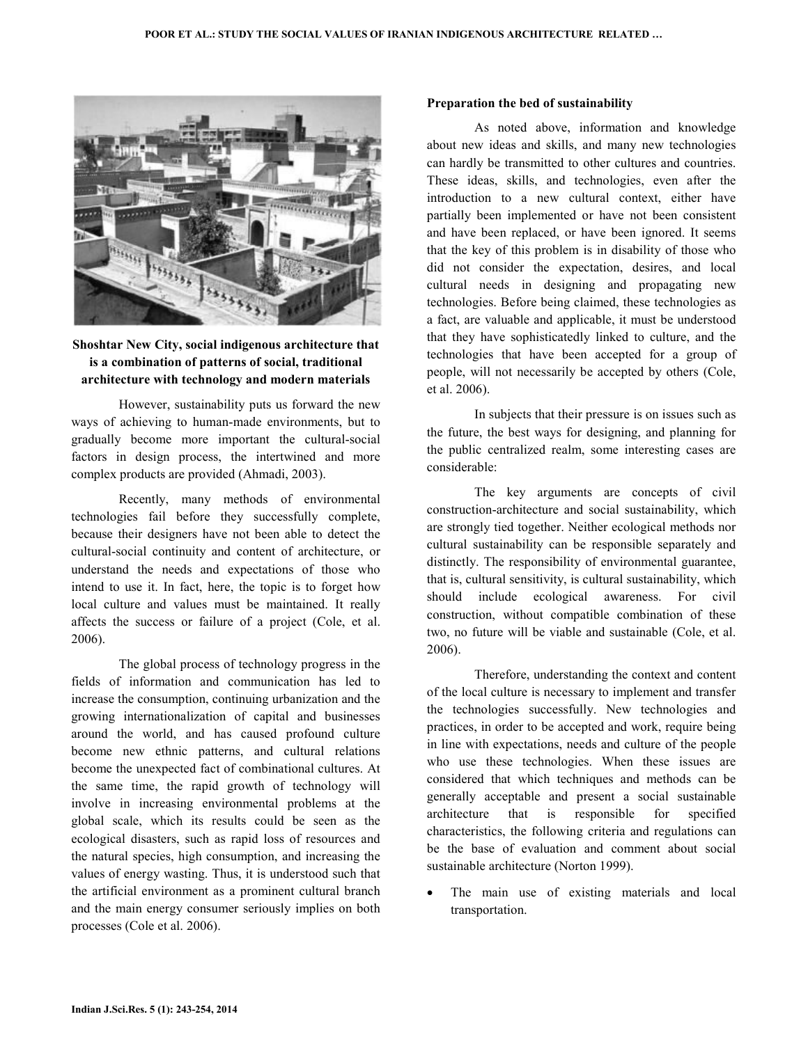**Shoshtar New City, social indigenous architecture that is a combination of patterns of social, traditional architecture with technology and modern materials**

However, sustainability puts us forward the new ways of achieving to human-made environments, but to gradually become more important the cultural-social factors in design process, the intertwined and more complex products are provided (Ahmadi, 2003).

Recently, many methods of environmental technologies fail before they successfully complete, because their designers have not been able to detect the cultural-social continuity and content of architecture, or understand the needs and expectations of those who intend to use it. In fact, here, the topic is to forget how local culture and values must be maintained. It really affects the success or failure of a project (Cole, et al. 2006).

The global process of technology progress in the fields of information and communication has led to increase the consumption, continuing urbanization and the growing internationalization of capital and businesses around the world, and has caused profound culture become new ethnic patterns, and cultural relations become the unexpected fact of combinational cultures. At the same time, the rapid growth of technology will involve in increasing environmental problems at the global scale, which its results could be seen as the ecological disasters, such as rapid loss of resources and the natural species, high consumption, and increasing the values of energy wasting. Thus, it is understood such that the artificial environment as a prominent cultural branch and the main energy consumer seriously implies on both processes (Cole et al. 2006).

**Preparation the bed of sustainability**

As noted above, information and knowledge about new ideas and skills, and many new technologies can hardly be transmitted to other cultures and countries. These ideas, skills, and technologies, even after the introduction to a new cultural context, either have partially been implemented or have not been consistent and have been replaced, or have been ignored. It seems that the key of this problem is in disability of those who did not consider the expectation, desires, and local cultural needs in designing and propagating new technologies. Before being claimed, these technologies as a fact, are valuable and applicable, it must be understood that they have sophisticatedly linked to culture, and the technologies that have been accepted for a group of people, will not necessarily be accepted by others (Cole, et al. 2006).

In subjects that their pressure is on issues such as the future, the best ways for designing, and planning for the public centralized realm, some interesting cases are considerable:

The key arguments are concepts of civil construction-architecture and social sustainability, which are strongly tied together. Neither ecological methods nor cultural sustainability can be responsible separately and distinctly. The responsibility of environmental guarantee, that is, cultural sensitivity, is cultural sustainability, which should include ecological awareness. For civil construction, without compatible combination of these two, no future will be viable and sustainable (Cole, et al. 2006).

Therefore, understanding the context and content of the local culture is necessary to implement and transfer the technologies successfully. New technologies and practices, in order to be accepted and work, require being in line with expectations, needs and culture of the people who use these technologies. When these issues are considered that which techniques and methods can be generally acceptable and present a social sustainable architecture that is responsible for specified characteristics, the following criteria and regulations can be the base of evaluation and comment about social sustainable architecture (Norton 1999).

- The main use of existing materials and local transportation.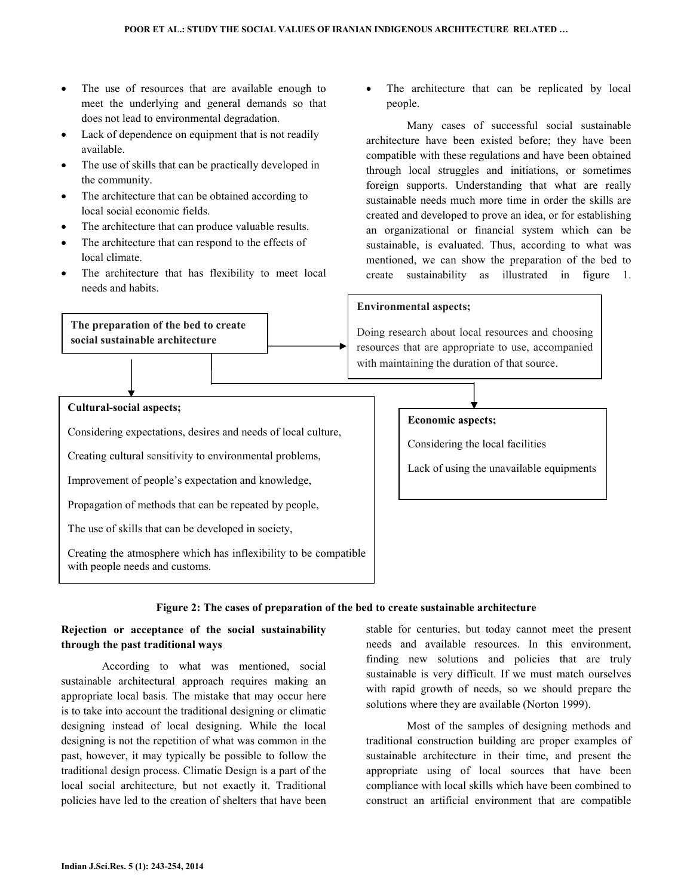- The use of resources that are available enough to meet the underlying and general demands so that does not lead to environmental degradation.
- Lack of dependence on equipment that is not readily available.
- The use of skills that can be practically developed in the community.
- The architecture that can be obtained according to local social economic fields.
- The architecture that can produce valuable results.
- The architecture that can respond to the effects of local climate.
- The architecture that has flexibility to meet local needs and habits.
- The architecture that can be replicated by local people.

Many cases of successful social sustainable architecture have been existed before; they have been compatible with these regulations and have been obtained through local struggles and initiations, or sometimes foreign supports. Understanding that what are really sustainable needs much more time in order the skills are created and developed to prove an idea, or for establishing an organizational or financial system which can be sustainable, is evaluated. Thus, according to what was mentioned, we can show the preparation of the bed to create sustainability as illustrated in figure 1.

**The preparation of the bed to create social sustainable architecture**

**Environmental aspects;**

Doing research about local resources and choosing resources that are appropriate to use, accompanied with maintaining the duration of that source.

**Cultural-social aspects;**

Considering expectations, desires and needs of local culture,

Creating cultural sensitivity to environmental problems,

Improvement of people's expectation and knowledge,

Propagation of methods that can be repeated by people,

The use of skills that can be developed in society,

Creating the atmosphere which has inflexibility to be compatible with people needs and customs.

**Economic aspects;**

Considering the local facilities

Lack of using the unavailable equipments

**Figure 2: The cases of preparation of the bed to create sustainable architecture**

### Rejection or acceptance of the social sustainability through the past traditional ways

According to what was mentioned, social sustainable architectural approach requires making an appropriate local basis. The mistake that may occur here is to take into account the traditional designing or climatic designing instead of local designing. While the local designing is not the repetition of what was common in the past, however, it may typically be possible to follow the traditional design process. Climatic Design is a part of the local social architecture, but not exactly it. Traditional policies have led to the creation of shelters that have been stable for centuries, but today cannot meet the present needs and available resources. In this environment, finding new solutions and policies that are truly sustainable is very difficult. If we must match ourselves with rapid growth of needs, so we should prepare the solutions where they are available (Norton 1999).

Most of the samples of designing methods and traditional construction building are proper examples of sustainable architecture in their time, and present the appropriate using of local sources that have been compliance with local skills which have been combined to construct an artificial environment that are compatible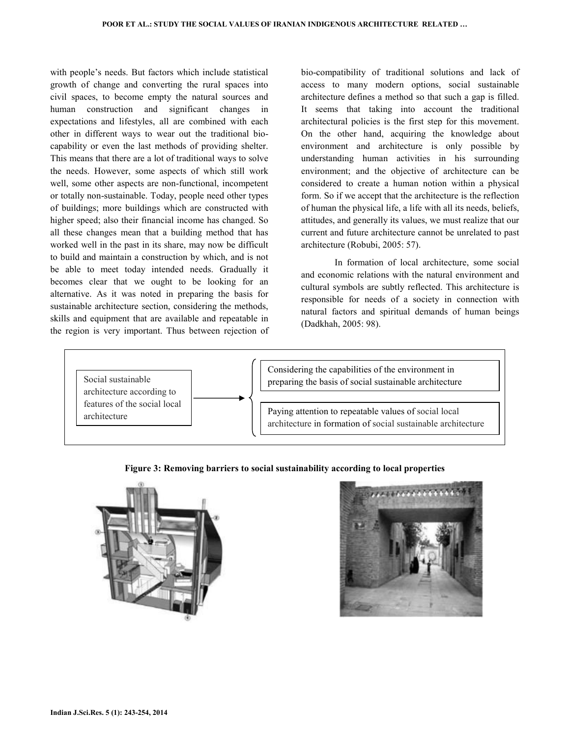with people's needs. But factors which include statistical growth of change and converting the rural spaces into civil spaces, to become empty the natural sources and human construction and significant changes in expectations and lifestyles, all are combined with each other in different ways to wear out the traditional bio-capability or even the last methods of providing shelter. This means that there are a lot of traditional ways to solve the needs. However, some aspects of which still work well, some other aspects are non-functional, incompetent or totally non-sustainable. Today, people need other types of buildings; more buildings which are constructed with higher speed; also their financial income has changed. So all these changes mean that a building method that has worked well in the past in its share, may now be difficult to build and maintain a construction by which, and is not be able to meet today intended needs. Gradually it becomes clear that we ought to be looking for an alternative. As it was noted in preparing the basis for sustainable architecture section, considering the methods, skills and equipment that are available and repeatable in the region is very important. Thus between rejection of bio-compatibility of traditional solutions and lack of access to many modern options, social sustainable architecture defines a method so that such a gap is filled. It seems that taking into account the traditional architectural policies is the first step for this movement. On the other hand, acquiring the knowledge about environment and architecture is only possible by understanding human activities in his surrounding environment; and the objective of architecture can be considered to create a human notion within a physical form. So if we accept that the architecture is the reflection of human the physical life, a life with all its needs, beliefs, attitudes, and generally its values, we must realize that our current and future architecture cannot be unrelated to past architecture (Robubi, 2005: 57).

In formation of local architecture, some social and economic relations with the natural environment and cultural symbols are subtly reflected. This architecture is responsible for needs of a society in connection with natural factors and spiritual demands of human beings (Dadkhah, 2005: 98).

Social sustainable architecture according to features of the social local architecture → 
- Considering the capabilities of the environment in preparing the basis of social sustainable architecture
- Paying attention to repeatable values of social local architecture in formation of social sustainable architecture

**Figure 3: Removing barriers to social sustainability according to local properties**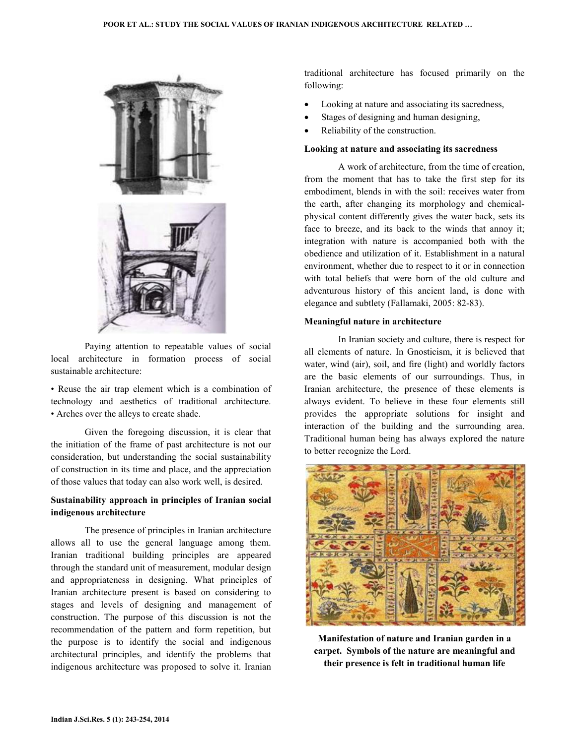Paying attention to repeatable values of social local architecture in formation process of social sustainable architecture:

• Reuse the air trap element which is a combination of technology and aesthetics of traditional architecture.
• Arches over the alleys to create shade.

Given the foregoing discussion, it is clear that the initiation of the frame of past architecture is not our consideration, but understanding the social sustainability of construction in its time and place, and the appreciation of those values that today can also work well, is desired.

**Sustainability approach in principles of Iranian social indigenous architecture**

The presence of principles in Iranian architecture allows all to use the general language among them. Iranian traditional building principles are appeared through the standard unit of measurement, modular design and appropriateness in designing. What principles of Iranian architecture present is based on considering to stages and levels of designing and management of construction. The purpose of this discussion is not the recommendation of the pattern and form repetition, but the purpose is to identify the social and indigenous architectural principles, and identify the problems that indigenous architecture was proposed to solve it. Iranian traditional architecture has focused primarily on the following:

- Looking at nature and associating its sacredness,
- Stages of designing and human designing,
- Reliability of the construction.

**Looking at nature and associating its sacredness**

A work of architecture, from the time of creation, from the moment that has to take the first step for its embodiment, blends in with the soil: receives water from the earth, after changing its morphology and chemical-physical content differently gives the water back, sets its face to breeze, and its back to the winds that annoy it; integration with nature is accompanied both with the obedience and utilization of it. Establishment in a natural environment, whether due to respect to it or in connection with total beliefs that were born of the old culture and adventurous history of this ancient land, is done with elegance and subtlety (Fallamaki, 2005: 82-83).

**Meaningful nature in architecture**

In Iranian society and culture, there is respect for all elements of nature. In Gnosticism, it is believed that water, wind (air), soil, and fire (light) and worldly factors are the basic elements of our surroundings. Thus, in Iranian architecture, the presence of these elements is always evident. To believe in these four elements still provides the appropriate solutions for insight and interaction of the building and the surrounding area. Traditional human being has always explored the nature to better recognize the Lord.

**Manifestation of nature and Iranian garden in a carpet. Symbols of the nature are meaningful and their presence is felt in traditional human life**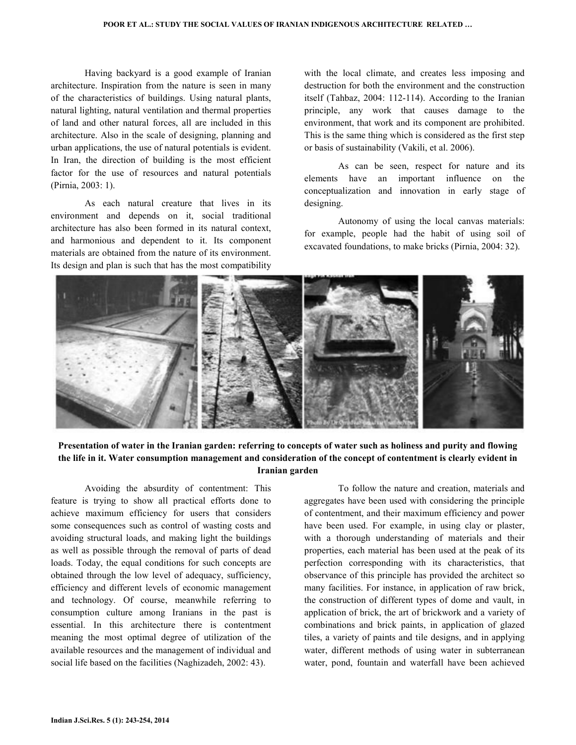Having backyard is a good example of Iranian architecture. Inspiration from the nature is seen in many of the characteristics of buildings. Using natural plants, natural lighting, natural ventilation and thermal properties of land and other natural forces, all are included in this architecture. Also in the scale of designing, planning and urban applications, the use of natural potentials is evident. In Iran, the direction of building is the most efficient factor for the use of resources and natural potentials (Pirnia, 2003: 1).

As each natural creature that lives in its environment and depends on it, social traditional architecture has also been formed in its natural context, and harmonious and dependent to it. Its component materials are obtained from the nature of its environment. Its design and plan is such that has the most compatibility with the local climate, and creates less imposing and destruction for both the environment and the construction itself (Tahbaz, 2004: 112-114). According to the Iranian principle, any work that causes damage to the environment, that work and its component are prohibited. This is the same thing which is considered as the first step or basis of sustainability (Vakili, et al. 2006).

As can be seen, respect for nature and its elements have an important influence on the conceptualization and innovation in early stage of designing.

Autonomy of using the local canvas materials: for example, people had the habit of using soil of excavated foundations, to make bricks (Pirnia, 2004: 32).

**Presentation of water in the Iranian garden: referring to concepts of water such as holiness and purity and flowing the life in it. Water consumption management and consideration of the concept of contentment is clearly evident in Iranian garden**

Avoiding the absurdity of contentment: This feature is trying to show all practical efforts done to achieve maximum efficiency for users that considers some consequences such as control of wasting costs and avoiding structural loads, and making light the buildings as well as possible through the removal of parts of dead loads. Today, the equal conditions for such concepts are obtained through the low level of adequacy, sufficiency, efficiency and different levels of economic management and technology. Of course, meanwhile referring to consumption culture among Iranians in the past is essential. In this architecture there is contentment meaning the most optimal degree of utilization of the available resources and the management of individual and social life based on the facilities (Naghizadeh, 2002: 43).

To follow the nature and creation, materials and aggregates have been used with considering the principle of contentment, and their maximum efficiency and power have been used. For example, in using clay or plaster, with a thorough understanding of materials and their properties, each material has been used at the peak of its perfection corresponding with its characteristics, that observance of this principle has provided the architect so many facilities. For instance, in application of raw brick, the construction of different types of dome and vault, in application of brick, the art of brickwork and a variety of combinations and brick paints, in application of glazed tiles, a variety of paints and tile designs, and in applying water, different methods of using water in subterranean water, pond, fountain and waterfall have been achieved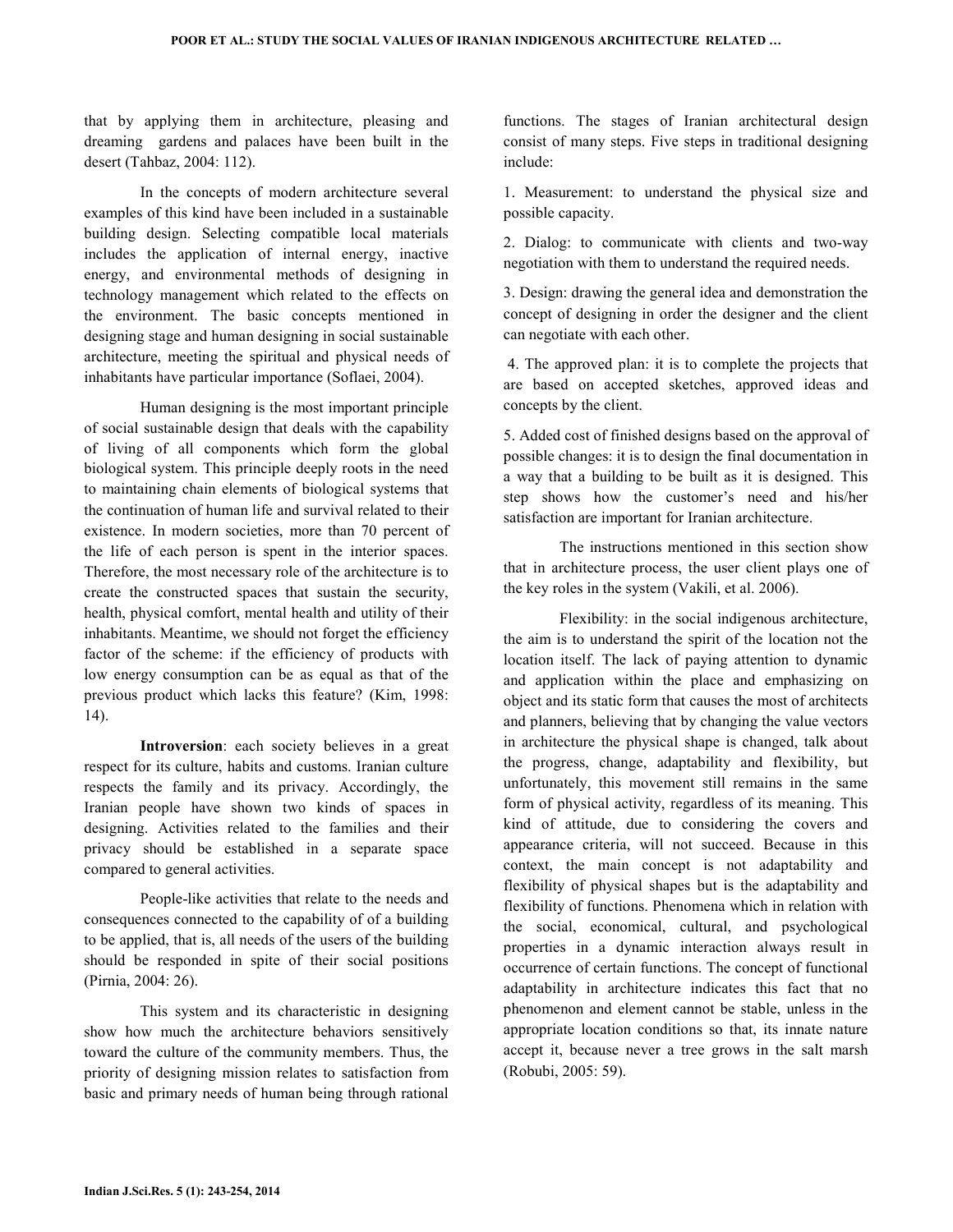that by applying them in architecture, pleasing and dreaming gardens and palaces have been built in the desert (Tahbaz, 2004: 112).

In the concepts of modern architecture several examples of this kind have been included in a sustainable building design. Selecting compatible local materials includes the application of internal energy, inactive energy, and environmental methods of designing in technology management which related to the effects on the environment. The basic concepts mentioned in designing stage and human designing in social sustainable architecture, meeting the spiritual and physical needs of inhabitants have particular importance (Soflaei, 2004).

Human designing is the most important principle of social sustainable design that deals with the capability of living of all components which form the global biological system. This principle deeply roots in the need to maintaining chain elements of biological systems that the continuation of human life and survival related to their existence. In modern societies, more than 70 percent of the life of each person is spent in the interior spaces. Therefore, the most necessary role of the architecture is to create the constructed spaces that sustain the security, health, physical comfort, mental health and utility of their inhabitants. Meantime, we should not forget the efficiency factor of the scheme: if the efficiency of products with low energy consumption can be as equal as that of the previous product which lacks this feature? (Kim, 1998: 14).

**Introversion**: each society believes in a great respect for its culture, habits and customs. Iranian culture respects the family and its privacy. Accordingly, the Iranian people have shown two kinds of spaces in designing. Activities related to the families and their privacy should be established in a separate space compared to general activities.

People-like activities that relate to the needs and consequences connected to the capability of of a building to be applied, that is, all needs of the users of the building should be responded in spite of their social positions (Pirnia, 2004: 26).

This system and its characteristic in designing show how much the architecture behaviors sensitively toward the culture of the community members. Thus, the priority of designing mission relates to satisfaction from basic and primary needs of human being through rational functions. The stages of Iranian architectural design consist of many steps. Five steps in traditional designing include:

1. Measurement: to understand the physical size and possible capacity.

2. Dialog: to communicate with clients and two-way negotiation with them to understand the required needs.

3. Design: drawing the general idea and demonstration the concept of designing in order the designer and the client can negotiate with each other.

4. The approved plan: it is to complete the projects that are based on accepted sketches, approved ideas and concepts by the client.

5. Added cost of finished designs based on the approval of possible changes: it is to design the final documentation in a way that a building to be built as it is designed. This step shows how the customer's need and his/her satisfaction are important for Iranian architecture.

The instructions mentioned in this section show that in architecture process, the user client plays one of the key roles in the system (Vakili, et al. 2006).

Flexibility: in the social indigenous architecture, the aim is to understand the spirit of the location not the location itself. The lack of paying attention to dynamic and application within the place and emphasizing on object and its static form that causes the most of architects and planners, believing that by changing the value vectors in architecture the physical shape is changed, talk about the progress, change, adaptability and flexibility, but unfortunately, this movement still remains in the same form of physical activity, regardless of its meaning. This kind of attitude, due to considering the covers and appearance criteria, will not succeed. Because in this context, the main concept is not adaptability and flexibility of physical shapes but is the adaptability and flexibility of functions. Phenomena which in relation with the social, economical, cultural, and psychological properties in a dynamic interaction always result in occurrence of certain functions. The concept of functional adaptability in architecture indicates this fact that no phenomenon and element cannot be stable, unless in the appropriate location conditions so that, its innate nature accept it, because never a tree grows in the salt marsh (Robubi, 2005: 59).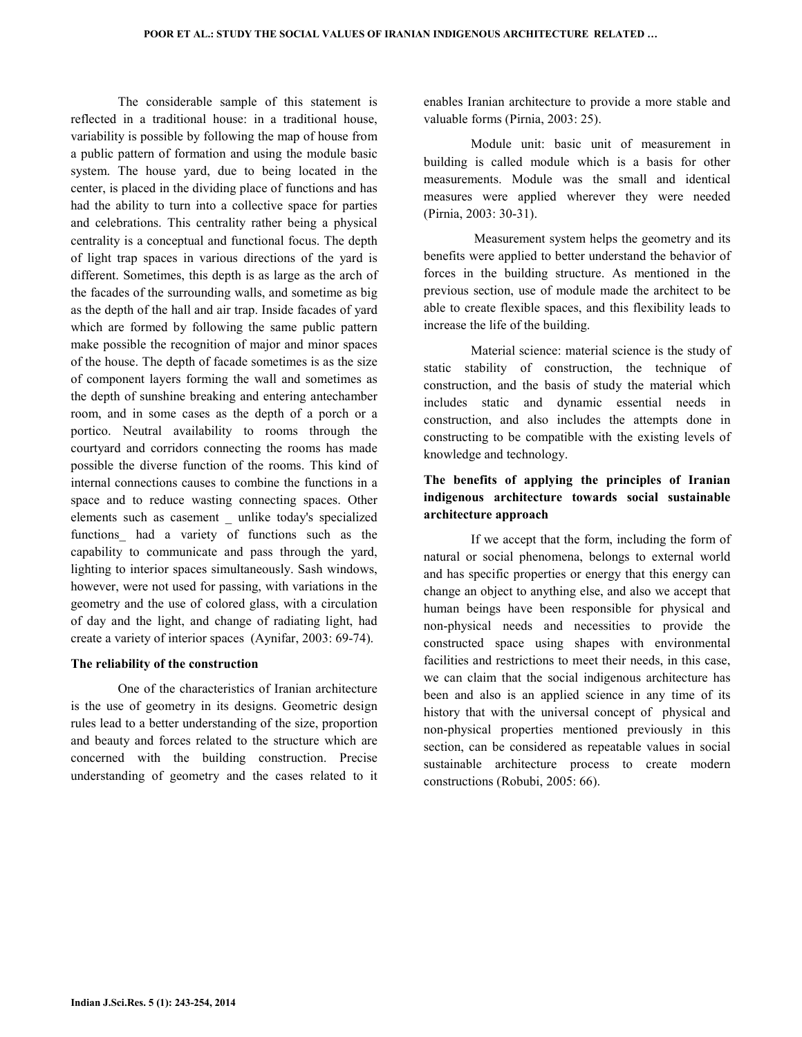The considerable sample of this statement is reflected in a traditional house: in a traditional house, variability is possible by following the map of house from a public pattern of formation and using the module basic system. The house yard, due to being located in the center, is placed in the dividing place of functions and has had the ability to turn into a collective space for parties and celebrations. This centrality rather being a physical centrality is a conceptual and functional focus. The depth of light trap spaces in various directions of the yard is different. Sometimes, this depth is as large as the arch of the facades of the surrounding walls, and sometime as big as the depth of the hall and air trap. Inside facades of yard which are formed by following the same public pattern make possible the recognition of major and minor spaces of the house. The depth of facade sometimes is as the size of component layers forming the wall and sometimes as the depth of sunshine breaking and entering antechamber room, and in some cases as the depth of a porch or a portico. Neutral availability to rooms through the courtyard and corridors connecting the rooms has made possible the diverse function of the rooms. This kind of internal connections causes to combine the functions in a space and to reduce wasting connecting spaces. Other elements such as casement _ unlike today's specialized functions_ had a variety of functions such as the capability to communicate and pass through the yard, lighting to interior spaces simultaneously. Sash windows, however, were not used for passing, with variations in the geometry and the use of colored glass, with a circulation of day and the light, and change of radiating light, had create a variety of interior spaces (Aynifar, 2003: 69-74).

**The reliability of the construction**

One of the characteristics of Iranian architecture is the use of geometry in its designs. Geometric design rules lead to a better understanding of the size, proportion and beauty and forces related to the structure which are concerned with the building construction. Precise understanding of geometry and the cases related to it enables Iranian architecture to provide a more stable and valuable forms (Pirnia, 2003: 25).

Module unit: basic unit of measurement in building is called module which is a basis for other measurements. Module was the small and identical measures were applied wherever they were needed (Pirnia, 2003: 30-31).

Measurement system helps the geometry and its benefits were applied to better understand the behavior of forces in the building structure. As mentioned in the previous section, use of module made the architect to be able to create flexible spaces, and this flexibility leads to increase the life of the building.

Material science: material science is the study of static stability of construction, the technique of construction, and the basis of study the material which includes static and dynamic essential needs in construction, and also includes the attempts done in constructing to be compatible with the existing levels of knowledge and technology.

**The benefits of applying the principles of Iranian indigenous architecture towards social sustainable architecture approach**

If we accept that the form, including the form of natural or social phenomena, belongs to external world and has specific properties or energy that this energy can change an object to anything else, and also we accept that human beings have been responsible for physical and non-physical needs and necessities to provide the constructed space using shapes with environmental facilities and restrictions to meet their needs, in this case, we can claim that the social indigenous architecture has been and also is an applied science in any time of its history that with the universal concept of physical and non-physical properties mentioned previously in this section, can be considered as repeatable values in social sustainable architecture process to create modern constructions (Robubi, 2005: 66).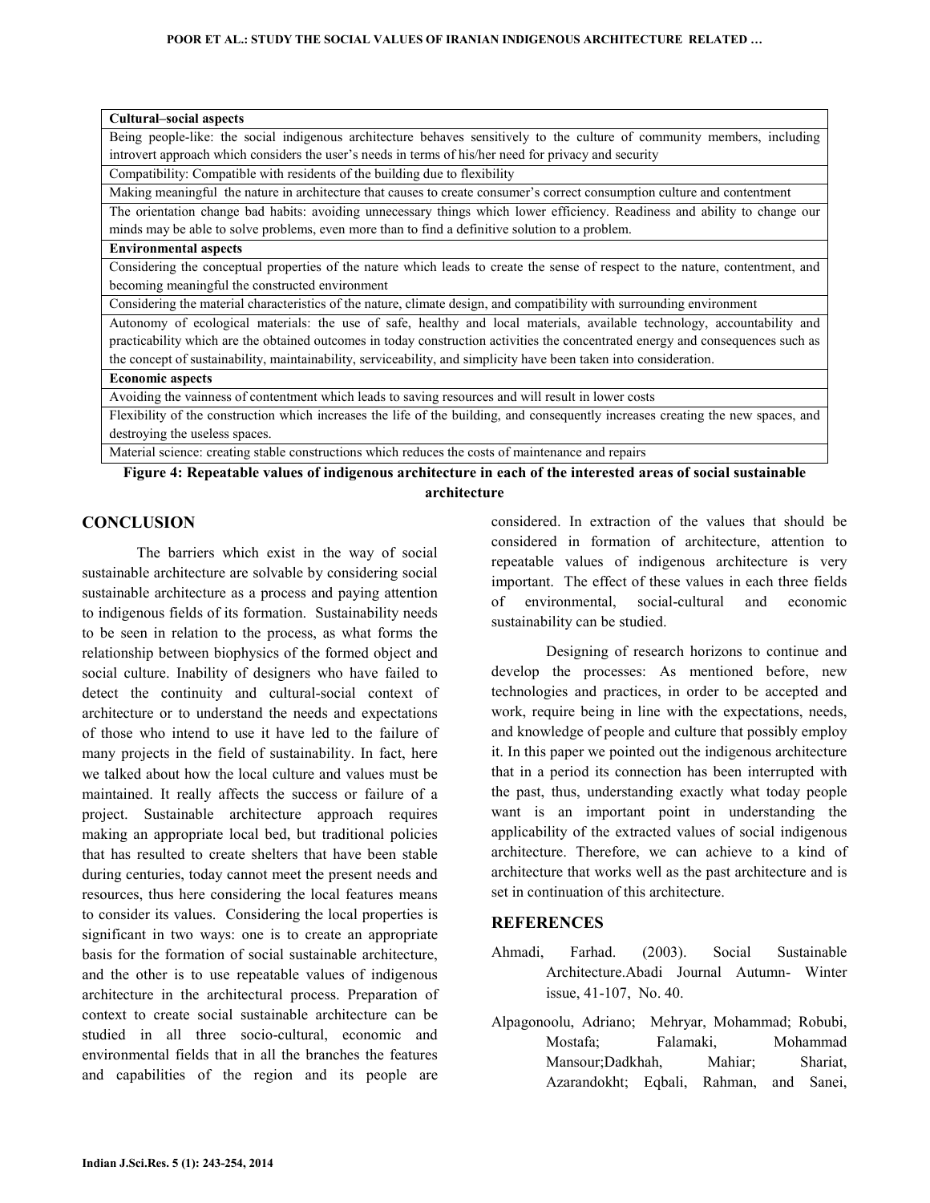| Cultural–social aspects |
|---|
| Being people-like: the social indigenous architecture behaves sensitively to the culture of community members, including introvert approach which considers the user's needs in terms of his/her need for privacy and security |
| Compatibility: Compatible with residents of the building due to flexibility |
| Making meaningful the nature in architecture that causes to create consumer's correct consumption culture and contentment |
| The orientation change bad habits: avoiding unnecessary things which lower efficiency. Readiness and ability to change our minds may be able to solve problems, even more than to find a definitive solution to a problem. |
| **Environmental aspects** |
| Considering the conceptual properties of the nature which leads to create the sense of respect to the nature, contentment, and becoming meaningful the constructed environment |
| Considering the material characteristics of the nature, climate design, and compatibility with surrounding environment |
| Autonomy of ecological materials: the use of safe, healthy and local materials, available technology, accountability and practicability which are the obtained outcomes in today construction activities the concentrated energy and consequences such as the concept of sustainability, maintainability, serviceability, and simplicity have been taken into consideration. |
| **Economic aspects** |
| Avoiding the vainness of contentment which leads to saving resources and will result in lower costs |
| Flexibility of the construction which increases the life of the building, and consequently increases creating the new spaces, and destroying the useless spaces. |
| Material science: creating stable constructions which reduces the costs of maintenance and repairs |

**Figure 4: Repeatable values of indigenous architecture in each of the interested areas of social sustainable architecture**

## CONCLUSION

The barriers which exist in the way of social sustainable architecture are solvable by considering social sustainable architecture as a process and paying attention to indigenous fields of its formation. Sustainability needs to be seen in relation to the process, as what forms the relationship between biophysics of the formed object and social culture. Inability of designers who have failed to detect the continuity and cultural-social context of architecture or to understand the needs and expectations of those who intend to use it have led to the failure of many projects in the field of sustainability. In fact, here we talked about how the local culture and values must be maintained. It really affects the success or failure of a project. Sustainable architecture approach requires making an appropriate local bed, but traditional policies that has resulted to create shelters that have been stable during centuries, today cannot meet the present needs and resources, thus here considering the local features means to consider its values. Considering the local properties is significant in two ways: one is to create an appropriate basis for the formation of social sustainable architecture, and the other is to use repeatable values of indigenous architecture in the architectural process. Preparation of context to create social sustainable architecture can be studied in all three socio-cultural, economic and environmental fields that in all the branches the features and capabilities of the region and its people are considered. In extraction of the values that should be considered in formation of architecture, attention to repeatable values of indigenous architecture is very important. The effect of these values in each three fields of environmental, social-cultural and economic sustainability can be studied.

Designing of research horizons to continue and develop the processes: As mentioned before, new technologies and practices, in order to be accepted and work, require being in line with the expectations, needs, and knowledge of people and culture that possibly employ it. In this paper we pointed out the indigenous architecture that in a period its connection has been interrupted with the past, thus, understanding exactly what today people want is an important point in understanding the applicability of the extracted values of social indigenous architecture. Therefore, we can achieve to a kind of architecture that works well as the past architecture and is set in continuation of this architecture.

## REFERENCES

Ahmadi, Farhad. (2003). Social Sustainable Architecture.Abadi Journal Autumn- Winter issue, 41-107, No. 40.

Alpagonoolu, Adriano; Mehryar, Mohammad; Robubi, Mostafa; Falamaki, Mohammad Mansour;Dadkhah, Mahiar; Shariat, Azarandokht; Eqbali, Rahman, and Sanei,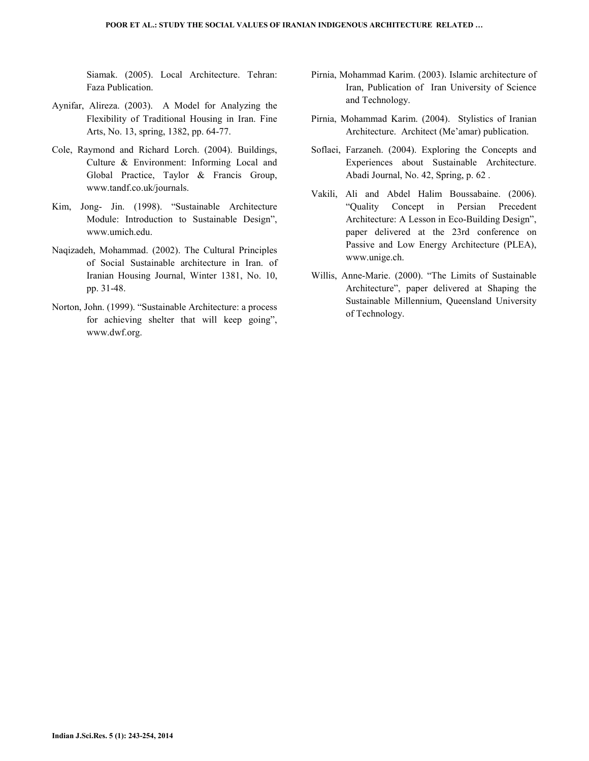Siamak. (2005). Local Architecture. Tehran: Faza Publication.

Aynifar, Alireza. (2003). A Model for Analyzing the Flexibility of Traditional Housing in Iran. Fine Arts, No. 13, spring, 1382, pp. 64-77.

Cole, Raymond and Richard Lorch. (2004). Buildings, Culture & Environment: Informing Local and Global Practice, Taylor & Francis Group, www.tandf.co.uk/journals.

Kim, Jong- Jin. (1998). "Sustainable Architecture Module: Introduction to Sustainable Design", www.umich.edu.

Naqizadeh, Mohammad. (2002). The Cultural Principles of Social Sustainable architecture in Iran. of Iranian Housing Journal, Winter 1381, No. 10, pp. 31-48.

Norton, John. (1999). "Sustainable Architecture: a process for achieving shelter that will keep going", www.dwf.org.

Pirnia, Mohammad Karim. (2003). Islamic architecture of Iran, Publication of Iran University of Science and Technology.

Pirnia, Mohammad Karim. (2004). Stylistics of Iranian Architecture. Architect (Me'amar) publication.

Soflaei, Farzaneh. (2004). Exploring the Concepts and Experiences about Sustainable Architecture. Abadi Journal, No. 42, Spring, p. 62 .

Vakili, Ali and Abdel Halim Boussabaine. (2006). "Quality Concept in Persian Precedent Architecture: A Lesson in Eco-Building Design", paper delivered at the 23rd conference on Passive and Low Energy Architecture (PLEA), www.unige.ch.

Willis, Anne-Marie. (2000). "The Limits of Sustainable Architecture", paper delivered at Shaping the Sustainable Millennium, Queensland University of Technology.